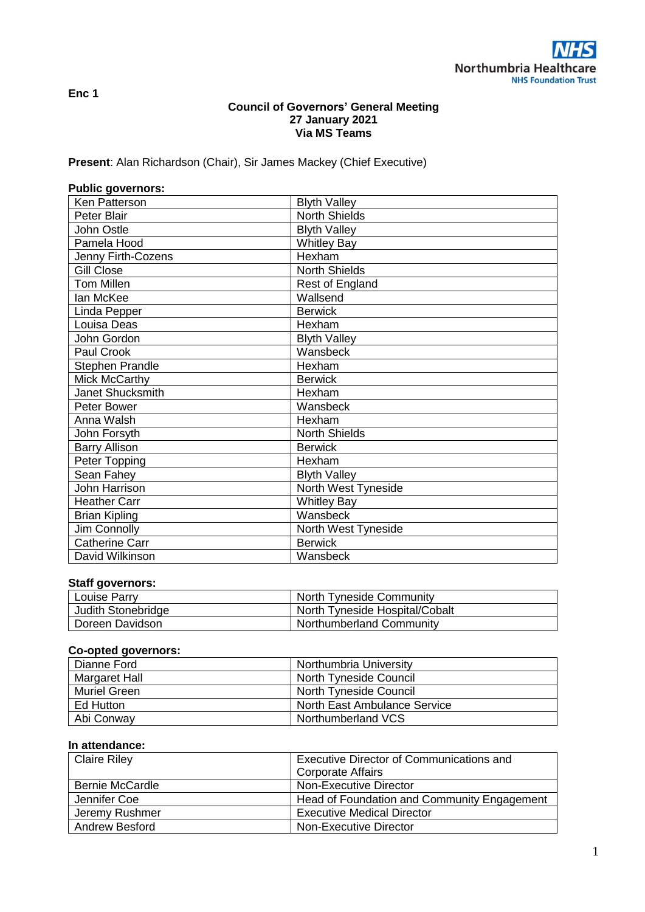Northumbria Healthcare NHS Foundation Trust

Enc 1

**Council of Governors' General Meeting**
**27 January 2021**
**Via MS Teams**

**Present**: Alan Richardson (Chair), Sir James Mackey (Chief Executive)

**Public governors:**

| | |
|---|---|
| Ken Patterson | Blyth Valley |
| Peter Blair | North Shields |
| John Ostle | Blyth Valley |
| Pamela Hood | Whitley Bay |
| Jenny Firth-Cozens | Hexham |
| Gill Close | North Shields |
| Tom Millen | Rest of England |
| Ian McKee | Wallsend |
| Linda Pepper | Berwick |
| Louisa Deas | Hexham |
| John Gordon | Blyth Valley |
| Paul Crook | Wansbeck |
| Stephen Prandle | Hexham |
| Mick McCarthy | Berwick |
| Janet Shucksmith | Hexham |
| Peter Bower | Wansbeck |
| Anna Walsh | Hexham |
| John Forsyth | North Shields |
| Barry Allison | Berwick |
| Peter Topping | Hexham |
| Sean Fahey | Blyth Valley |
| John Harrison | North West Tyneside |
| Heather Carr | Whitley Bay |
| Brian Kipling | Wansbeck |
| Jim Connolly | North West Tyneside |
| Catherine Carr | Berwick |
| David Wilkinson | Wansbeck |

**Staff governors:**

| | |
|---|---|
| Louise Parry | North Tyneside Community |
| Judith Stonebridge | North Tyneside Hospital/Cobalt |
| Doreen Davidson | Northumberland Community |

**Co-opted governors:**

| | |
|---|---|
| Dianne Ford | Northumbria University |
| Margaret Hall | North Tyneside Council |
| Muriel Green | North Tyneside Council |
| Ed Hutton | North East Ambulance Service |
| Abi Conway | Northumberland VCS |

**In attendance:**

| | |
|---|---|
| Claire Riley | Executive Director of Communications and Corporate Affairs |
| Bernie McCardle | Non-Executive Director |
| Jennifer Coe | Head of Foundation and Community Engagement |
| Jeremy Rushmer | Executive Medical Director |
| Andrew Besford | Non-Executive Director |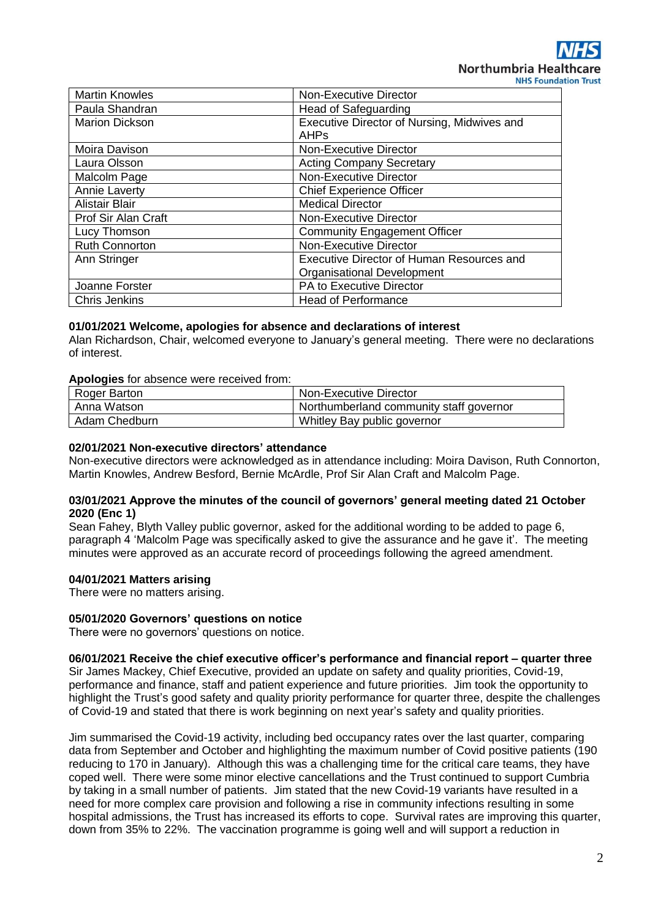| | |
|---|---|
| Martin Knowles | Non-Executive Director |
| Paula Shandran | Head of Safeguarding |
| Marion Dickson | Executive Director of Nursing, Midwives and AHPs |
| Moira Davison | Non-Executive Director |
| Laura Olsson | Acting Company Secretary |
| Malcolm Page | Non-Executive Director |
| Annie Laverty | Chief Experience Officer |
| Alistair Blair | Medical Director |
| Prof Sir Alan Craft | Non-Executive Director |
| Lucy Thomson | Community Engagement Officer |
| Ruth Connorton | Non-Executive Director |
| Ann Stringer | Executive Director of Human Resources and Organisational Development |
| Joanne Forster | PA to Executive Director |
| Chris Jenkins | Head of Performance |

**01/01/2021 Welcome, apologies for absence and declarations of interest**
Alan Richardson, Chair, welcomed everyone to January's general meeting. There were no declarations of interest.

**Apologies** for absence were received from:

| | |
|---|---|
| Roger Barton | Non-Executive Director |
| Anna Watson | Northumberland community staff governor |
| Adam Chedburn | Whitley Bay public governor |

**02/01/2021 Non-executive directors' attendance**
Non-executive directors were acknowledged as in attendance including: Moira Davison, Ruth Connorton, Martin Knowles, Andrew Besford, Bernie McArdle, Prof Sir Alan Craft and Malcolm Page.

**03/01/2021 Approve the minutes of the council of governors' general meeting dated 21 October 2020 (Enc 1)**
Sean Fahey, Blyth Valley public governor, asked for the additional wording to be added to page 6, paragraph 4 'Malcolm Page was specifically asked to give the assurance and he gave it'. The meeting minutes were approved as an accurate record of proceedings following the agreed amendment.

**04/01/2021 Matters arising**
There were no matters arising.

**05/01/2020 Governors' questions on notice**
There were no governors' questions on notice.

**06/01/2021 Receive the chief executive officer's performance and financial report – quarter three**
Sir James Mackey, Chief Executive, provided an update on safety and quality priorities, Covid-19, performance and finance, staff and patient experience and future priorities. Jim took the opportunity to highlight the Trust's good safety and quality priority performance for quarter three, despite the challenges of Covid-19 and stated that there is work beginning on next year's safety and quality priorities.

Jim summarised the Covid-19 activity, including bed occupancy rates over the last quarter, comparing data from September and October and highlighting the maximum number of Covid positive patients (190 reducing to 170 in January). Although this was a challenging time for the critical care teams, they have coped well. There were some minor elective cancellations and the Trust continued to support Cumbria by taking in a small number of patients. Jim stated that the new Covid-19 variants have resulted in a need for more complex care provision and following a rise in community infections resulting in some hospital admissions, the Trust has increased its efforts to cope. Survival rates are improving this quarter, down from 35% to 22%. The vaccination programme is going well and will support a reduction in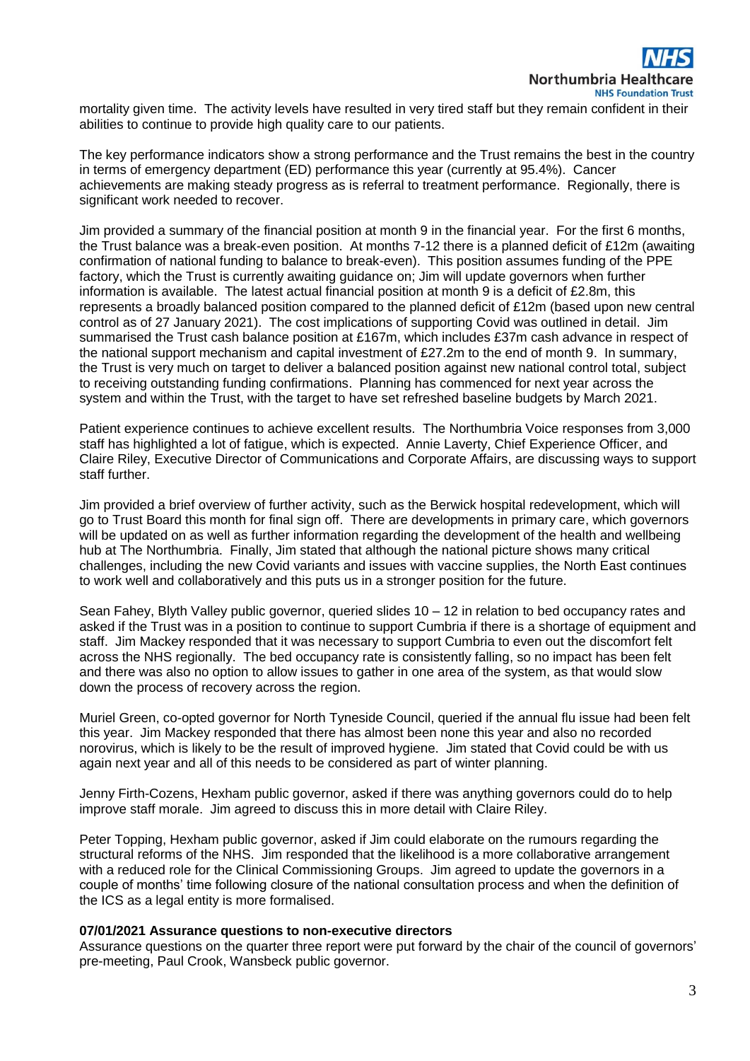mortality given time. The activity levels have resulted in very tired staff but they remain confident in their abilities to continue to provide high quality care to our patients.

The key performance indicators show a strong performance and the Trust remains the best in the country in terms of emergency department (ED) performance this year (currently at 95.4%). Cancer achievements are making steady progress as is referral to treatment performance. Regionally, there is significant work needed to recover.

Jim provided a summary of the financial position at month 9 in the financial year. For the first 6 months, the Trust balance was a break-even position. At months 7-12 there is a planned deficit of £12m (awaiting confirmation of national funding to balance to break-even). This position assumes funding of the PPE factory, which the Trust is currently awaiting guidance on; Jim will update governors when further information is available. The latest actual financial position at month 9 is a deficit of £2.8m, this represents a broadly balanced position compared to the planned deficit of £12m (based upon new central control as of 27 January 2021). The cost implications of supporting Covid was outlined in detail. Jim summarised the Trust cash balance position at £167m, which includes £37m cash advance in respect of the national support mechanism and capital investment of £27.2m to the end of month 9. In summary, the Trust is very much on target to deliver a balanced position against new national control total, subject to receiving outstanding funding confirmations. Planning has commenced for next year across the system and within the Trust, with the target to have set refreshed baseline budgets by March 2021.

Patient experience continues to achieve excellent results. The Northumbria Voice responses from 3,000 staff has highlighted a lot of fatigue, which is expected. Annie Laverty, Chief Experience Officer, and Claire Riley, Executive Director of Communications and Corporate Affairs, are discussing ways to support staff further.

Jim provided a brief overview of further activity, such as the Berwick hospital redevelopment, which will go to Trust Board this month for final sign off. There are developments in primary care, which governors will be updated on as well as further information regarding the development of the health and wellbeing hub at The Northumbria. Finally, Jim stated that although the national picture shows many critical challenges, including the new Covid variants and issues with vaccine supplies, the North East continues to work well and collaboratively and this puts us in a stronger position for the future.

Sean Fahey, Blyth Valley public governor, queried slides 10 – 12 in relation to bed occupancy rates and asked if the Trust was in a position to continue to support Cumbria if there is a shortage of equipment and staff. Jim Mackey responded that it was necessary to support Cumbria to even out the discomfort felt across the NHS regionally. The bed occupancy rate is consistently falling, so no impact has been felt and there was also no option to allow issues to gather in one area of the system, as that would slow down the process of recovery across the region.

Muriel Green, co-opted governor for North Tyneside Council, queried if the annual flu issue had been felt this year. Jim Mackey responded that there has almost been none this year and also no recorded norovirus, which is likely to be the result of improved hygiene. Jim stated that Covid could be with us again next year and all of this needs to be considered as part of winter planning.

Jenny Firth-Cozens, Hexham public governor, asked if there was anything governors could do to help improve staff morale. Jim agreed to discuss this in more detail with Claire Riley.

Peter Topping, Hexham public governor, asked if Jim could elaborate on the rumours regarding the structural reforms of the NHS. Jim responded that the likelihood is a more collaborative arrangement with a reduced role for the Clinical Commissioning Groups. Jim agreed to update the governors in a couple of months' time following closure of the national consultation process and when the definition of the ICS as a legal entity is more formalised.

**07/01/2021 Assurance questions to non-executive directors**

Assurance questions on the quarter three report were put forward by the chair of the council of governors' pre-meeting, Paul Crook, Wansbeck public governor.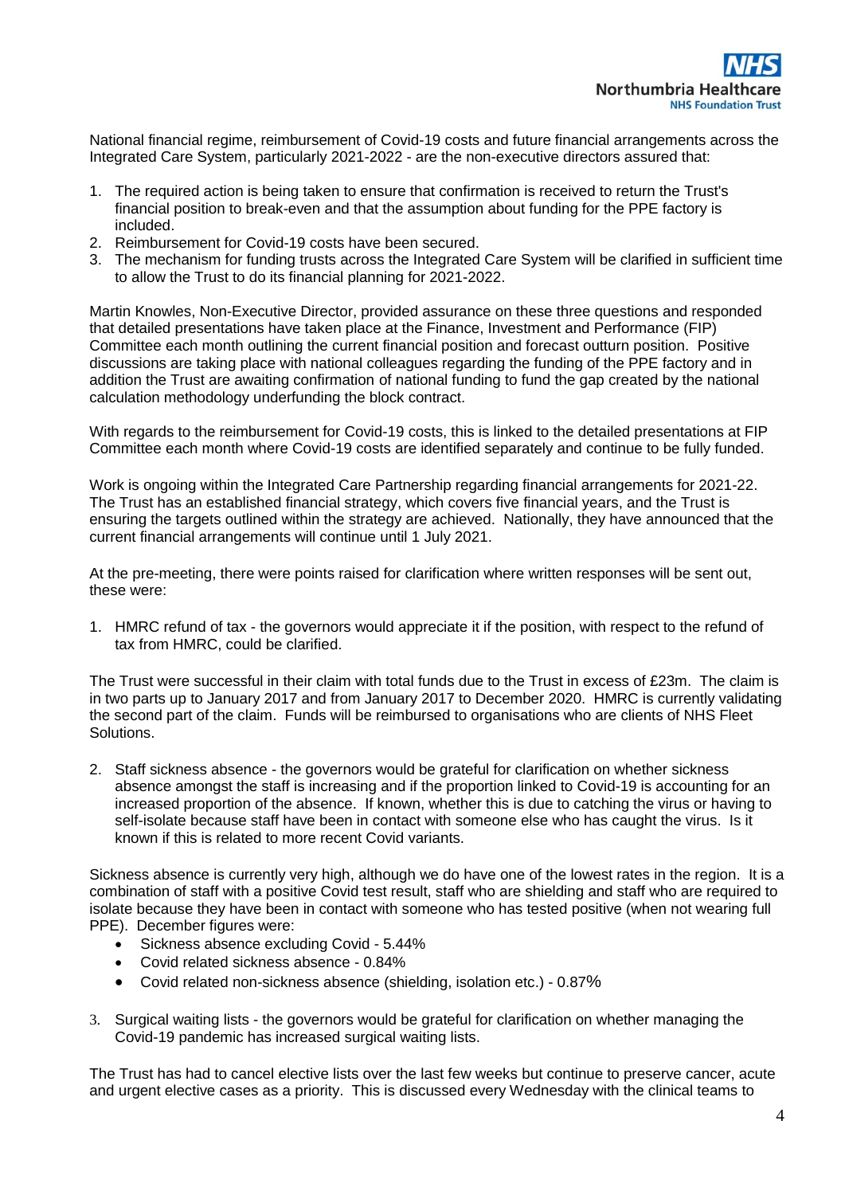National financial regime, reimbursement of Covid-19 costs and future financial arrangements across the Integrated Care System, particularly 2021-2022 - are the non-executive directors assured that:

1. The required action is being taken to ensure that confirmation is received to return the Trust's financial position to break-even and that the assumption about funding for the PPE factory is included.
2. Reimbursement for Covid-19 costs have been secured.
3. The mechanism for funding trusts across the Integrated Care System will be clarified in sufficient time to allow the Trust to do its financial planning for 2021-2022.

Martin Knowles, Non-Executive Director, provided assurance on these three questions and responded that detailed presentations have taken place at the Finance, Investment and Performance (FIP) Committee each month outlining the current financial position and forecast outturn position. Positive discussions are taking place with national colleagues regarding the funding of the PPE factory and in addition the Trust are awaiting confirmation of national funding to fund the gap created by the national calculation methodology underfunding the block contract.

With regards to the reimbursement for Covid-19 costs, this is linked to the detailed presentations at FIP Committee each month where Covid-19 costs are identified separately and continue to be fully funded.

Work is ongoing within the Integrated Care Partnership regarding financial arrangements for 2021-22. The Trust has an established financial strategy, which covers five financial years, and the Trust is ensuring the targets outlined within the strategy are achieved. Nationally, they have announced that the current financial arrangements will continue until 1 July 2021.

At the pre-meeting, there were points raised for clarification where written responses will be sent out, these were:

1. HMRC refund of tax - the governors would appreciate it if the position, with respect to the refund of tax from HMRC, could be clarified.

The Trust were successful in their claim with total funds due to the Trust in excess of £23m. The claim is in two parts up to January 2017 and from January 2017 to December 2020. HMRC is currently validating the second part of the claim. Funds will be reimbursed to organisations who are clients of NHS Fleet Solutions.

2. Staff sickness absence - the governors would be grateful for clarification on whether sickness absence amongst the staff is increasing and if the proportion linked to Covid-19 is accounting for an increased proportion of the absence. If known, whether this is due to catching the virus or having to self-isolate because staff have been in contact with someone else who has caught the virus. Is it known if this is related to more recent Covid variants.

Sickness absence is currently very high, although we do have one of the lowest rates in the region. It is a combination of staff with a positive Covid test result, staff who are shielding and staff who are required to isolate because they have been in contact with someone who has tested positive (when not wearing full PPE). December figures were:

- Sickness absence excluding Covid - 5.44%
- Covid related sickness absence - 0.84%
- Covid related non-sickness absence (shielding, isolation etc.) - 0.87%

3. Surgical waiting lists - the governors would be grateful for clarification on whether managing the Covid-19 pandemic has increased surgical waiting lists.

The Trust has had to cancel elective lists over the last few weeks but continue to preserve cancer, acute and urgent elective cases as a priority. This is discussed every Wednesday with the clinical teams to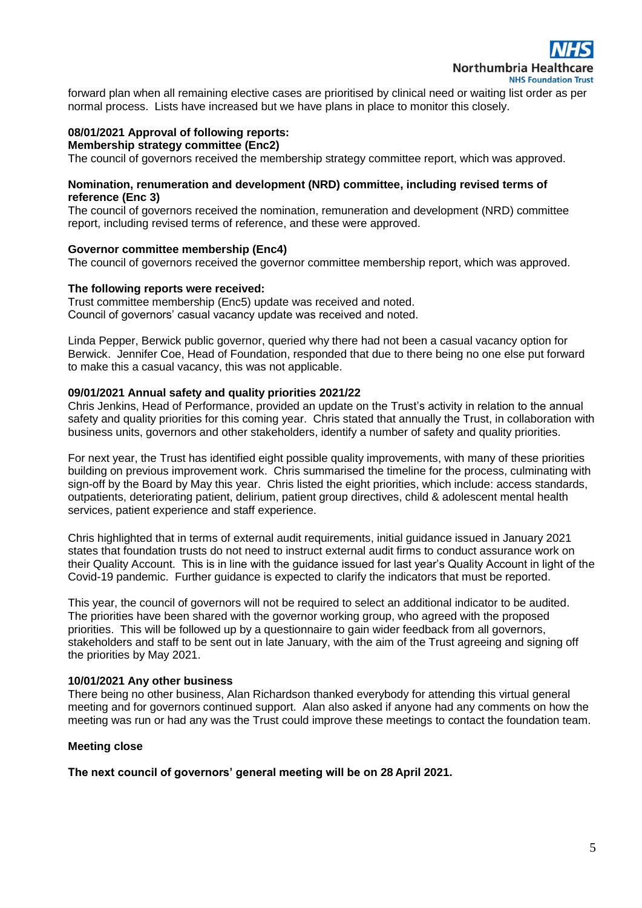forward plan when all remaining elective cases are prioritised by clinical need or waiting list order as per normal process. Lists have increased but we have plans in place to monitor this closely.

**08/01/2021 Approval of following reports:**
**Membership strategy committee (Enc2)**
The council of governors received the membership strategy committee report, which was approved.

**Nomination, renumeration and development (NRD) committee, including revised terms of reference (Enc 3)**
The council of governors received the nomination, remuneration and development (NRD) committee report, including revised terms of reference, and these were approved.

**Governor committee membership (Enc4)**
The council of governors received the governor committee membership report, which was approved.

**The following reports were received:**
Trust committee membership (Enc5) update was received and noted.
Council of governors' casual vacancy update was received and noted.

Linda Pepper, Berwick public governor, queried why there had not been a casual vacancy option for Berwick. Jennifer Coe, Head of Foundation, responded that due to there being no one else put forward to make this a casual vacancy, this was not applicable.

**09/01/2021 Annual safety and quality priorities 2021/22**
Chris Jenkins, Head of Performance, provided an update on the Trust's activity in relation to the annual safety and quality priorities for this coming year. Chris stated that annually the Trust, in collaboration with business units, governors and other stakeholders, identify a number of safety and quality priorities.

For next year, the Trust has identified eight possible quality improvements, with many of these priorities building on previous improvement work. Chris summarised the timeline for the process, culminating with sign-off by the Board by May this year. Chris listed the eight priorities, which include: access standards, outpatients, deteriorating patient, delirium, patient group directives, child & adolescent mental health services, patient experience and staff experience.

Chris highlighted that in terms of external audit requirements, initial guidance issued in January 2021 states that foundation trusts do not need to instruct external audit firms to conduct assurance work on their Quality Account. This is in line with the guidance issued for last year's Quality Account in light of the Covid-19 pandemic. Further guidance is expected to clarify the indicators that must be reported.

This year, the council of governors will not be required to select an additional indicator to be audited. The priorities have been shared with the governor working group, who agreed with the proposed priorities. This will be followed up by a questionnaire to gain wider feedback from all governors, stakeholders and staff to be sent out in late January, with the aim of the Trust agreeing and signing off the priorities by May 2021.

**10/01/2021 Any other business**
There being no other business, Alan Richardson thanked everybody for attending this virtual general meeting and for governors continued support. Alan also asked if anyone had any comments on how the meeting was run or had any was the Trust could improve these meetings to contact the foundation team.

**Meeting close**

**The next council of governors' general meeting will be on 28 April 2021.**